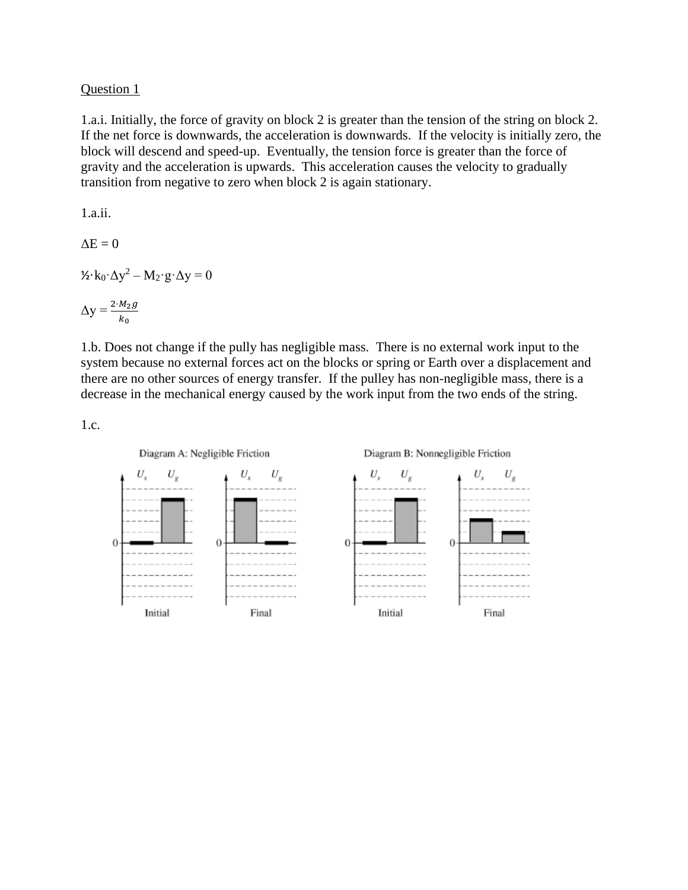Question 1

1.a.i. Initially, the force of gravity on block 2 is greater than the tension of the string on block 2. If the net force is downwards, the acceleration is downwards. If the velocity is initially zero, the block will descend and speed-up. Eventually, the tension force is greater than the force of gravity and the acceleration is upwards. This acceleration causes the velocity to gradually transition from negative to zero when block 2 is again stationary.

1.a.ii.

$\Delta E = 0$

$\frac{1}{2} \cdot k_0 \cdot \Delta y^2 - M_2 \cdot g \cdot \Delta y = 0$

$\Delta y = \frac{2 \cdot M_2 g}{k_0}$

1.b. Does not change if the pully has negligible mass. There is no external work input to the system because no external forces act on the blocks or spring or Earth over a displacement and there are no other sources of energy transfer. If the pulley has non-negligible mass, there is a decrease in the mechanical energy caused by the work input from the two ends of the string.

1.c.

Diagram A: Negligible Friction

Diagram B: Nonnegligible Friction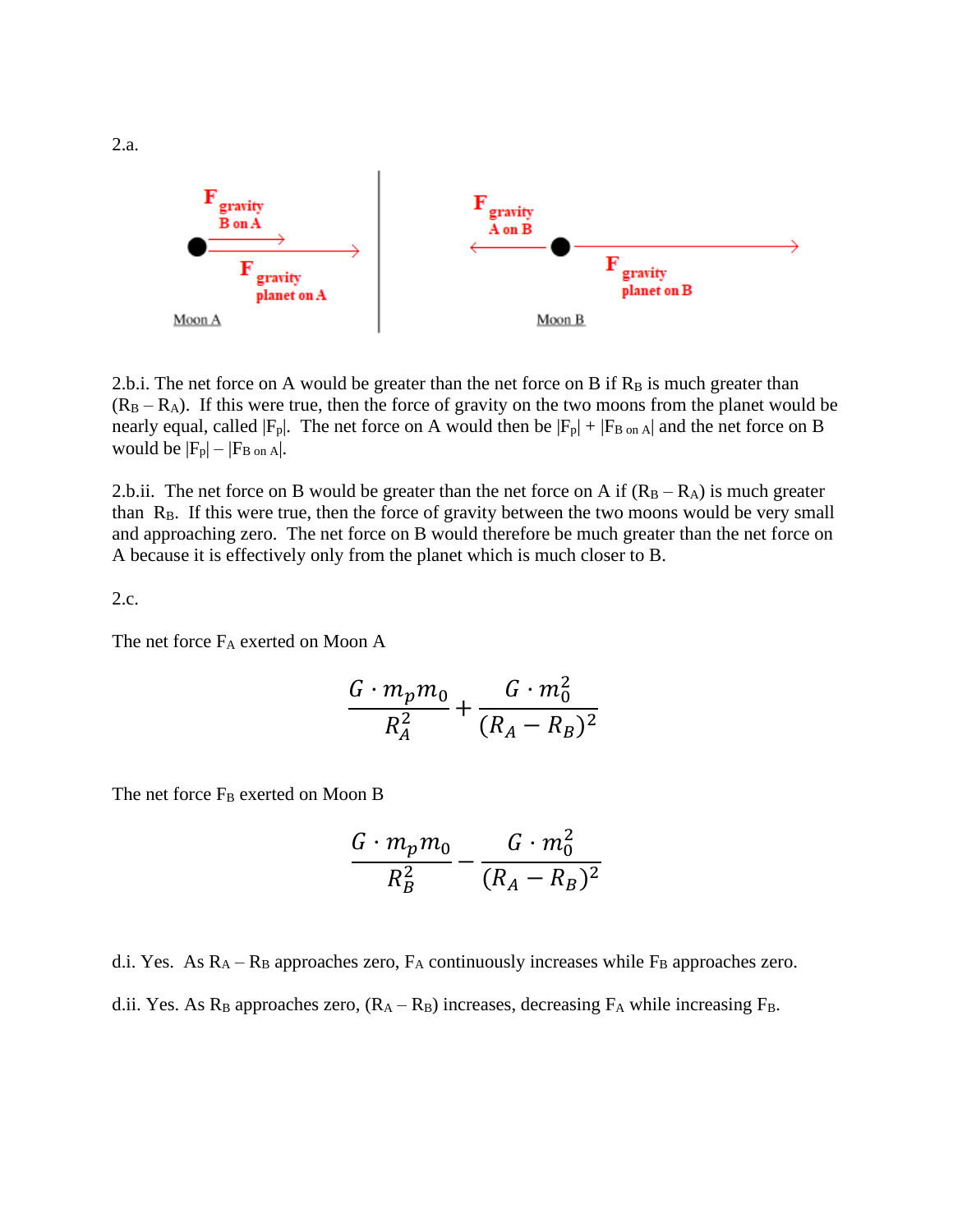2.a.

Moon A: $F_{gravity}$ B on A; $F_{gravity}$ planet on A

Moon B: $F_{gravity}$ A on B; $F_{gravity}$ planet on B

2.b.i. The net force on A would be greater than the net force on B if $R_B$ is much greater than $(R_B - R_A)$. If this were true, then the force of gravity on the two moons from the planet would be nearly equal, called $|F_p|$. The net force on A would then be $|F_p| + |F_{B\text{ on }A}|$ and the net force on B would be $|F_p| - |F_{B\text{ on }A}|$.

2.b.ii. The net force on B would be greater than the net force on A if $(R_B - R_A)$ is much greater than $R_B$. If this were true, then the force of gravity between the two moons would be very small and approaching zero. The net force on B would therefore be much greater than the net force on A because it is effectively only from the planet which is much closer to B.

2.c.

The net force $F_A$ exerted on Moon A

$$\frac{G \cdot m_p m_0}{R_A^2} + \frac{G \cdot m_0^2}{(R_A - R_B)^2}$$

The net force $F_B$ exerted on Moon B

$$\frac{G \cdot m_p m_0}{R_B^2} - \frac{G \cdot m_0^2}{(R_A - R_B)^2}$$

d.i. Yes. As $R_A - R_B$ approaches zero, $F_A$ continuously increases while $F_B$ approaches zero.

d.ii. Yes. As $R_B$ approaches zero, $(R_A - R_B)$ increases, decreasing $F_A$ while increasing $F_B$.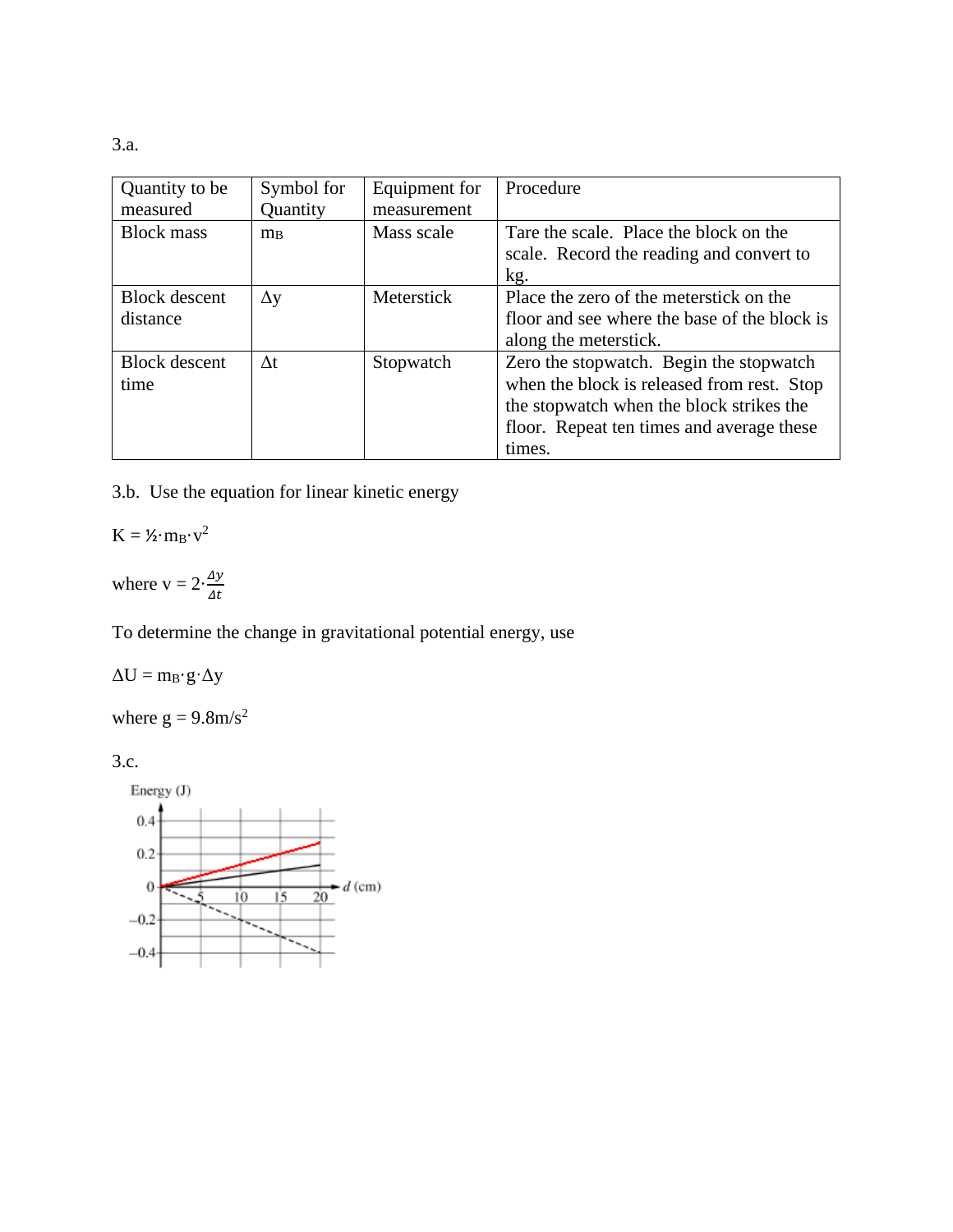3.a.

| Quantity to be measured | Symbol for Quantity | Equipment for measurement | Procedure |
|---|---|---|---|
| Block mass | $m_B$ | Mass scale | Tare the scale. Place the block on the scale. Record the reading and convert to kg. |
| Block descent distance | $\Delta y$ | Meterstick | Place the zero of the meterstick on the floor and see where the base of the block is along the meterstick. |
| Block descent time | $\Delta t$ | Stopwatch | Zero the stopwatch. Begin the stopwatch when the block is released from rest. Stop the stopwatch when the block strikes the floor. Repeat ten times and average these times. |

3.b. Use the equation for linear kinetic energy

$K = \frac{1}{2} \cdot m_B \cdot v^2$

where $v = 2 \cdot \frac{\Delta y}{\Delta t}$

To determine the change in gravitational potential energy, use

$\Delta U = m_B \cdot g \cdot \Delta y$

where $g = 9.8 \text{m/s}^2$

3.c.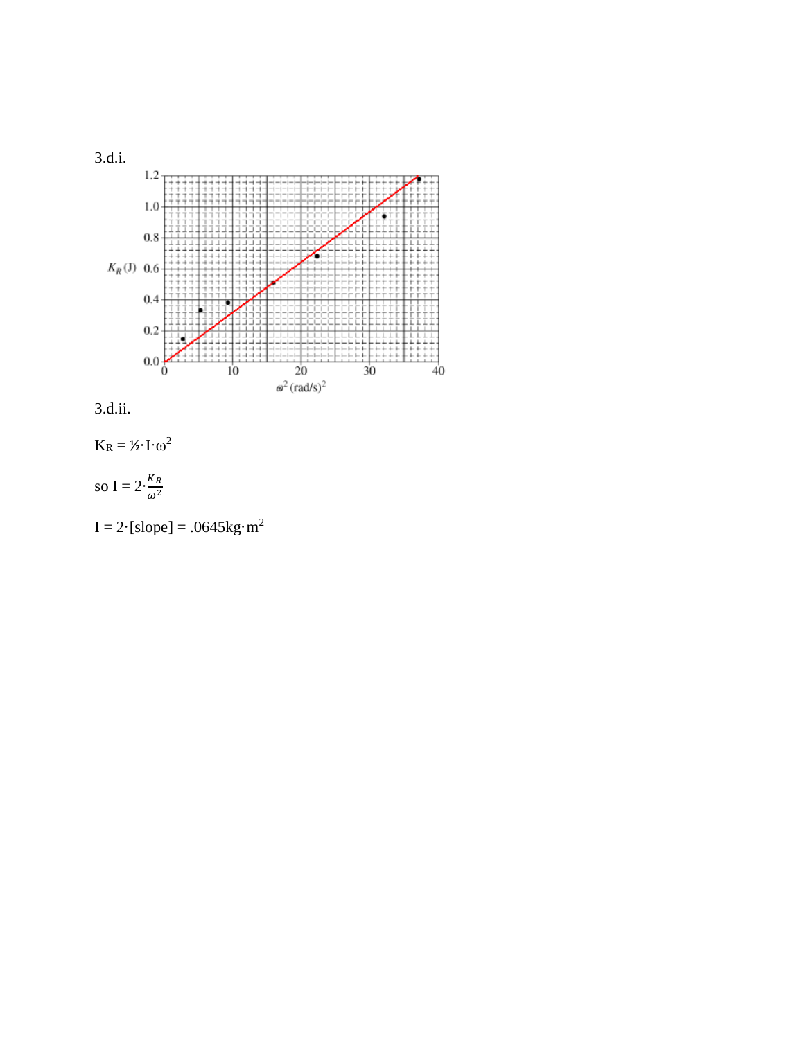3.d.i.

3.d.ii.

$K_R = ½ \cdot I \cdot \omega^2$

so $I = 2 \cdot \frac{K_R}{\omega^2}$

$I = 2 \cdot$[slope] $= .0645 kg \cdot m^2$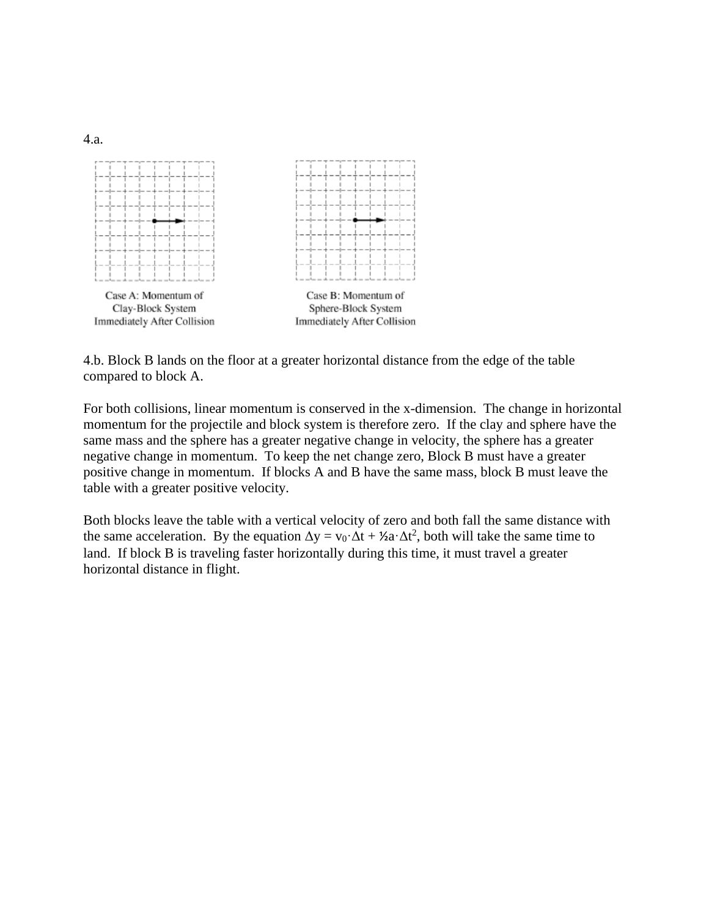4.a.

Case A: Momentum of Clay-Block System Immediately After Collision

Case B: Momentum of Sphere-Block System Immediately After Collision

4.b. Block B lands on the floor at a greater horizontal distance from the edge of the table compared to block A.

For both collisions, linear momentum is conserved in the x-dimension. The change in horizontal momentum for the projectile and block system is therefore zero. If the clay and sphere have the same mass and the sphere has a greater negative change in velocity, the sphere has a greater negative change in momentum. To keep the net change zero, Block B must have a greater positive change in momentum. If blocks A and B have the same mass, block B must leave the table with a greater positive velocity.

Both blocks leave the table with a vertical velocity of zero and both fall the same distance with the same acceleration. By the equation $\Delta y = v_0 \cdot \Delta t + ½ a \cdot \Delta t^2$, both will take the same time to land. If block B is traveling faster horizontally during this time, it must travel a greater horizontal distance in flight.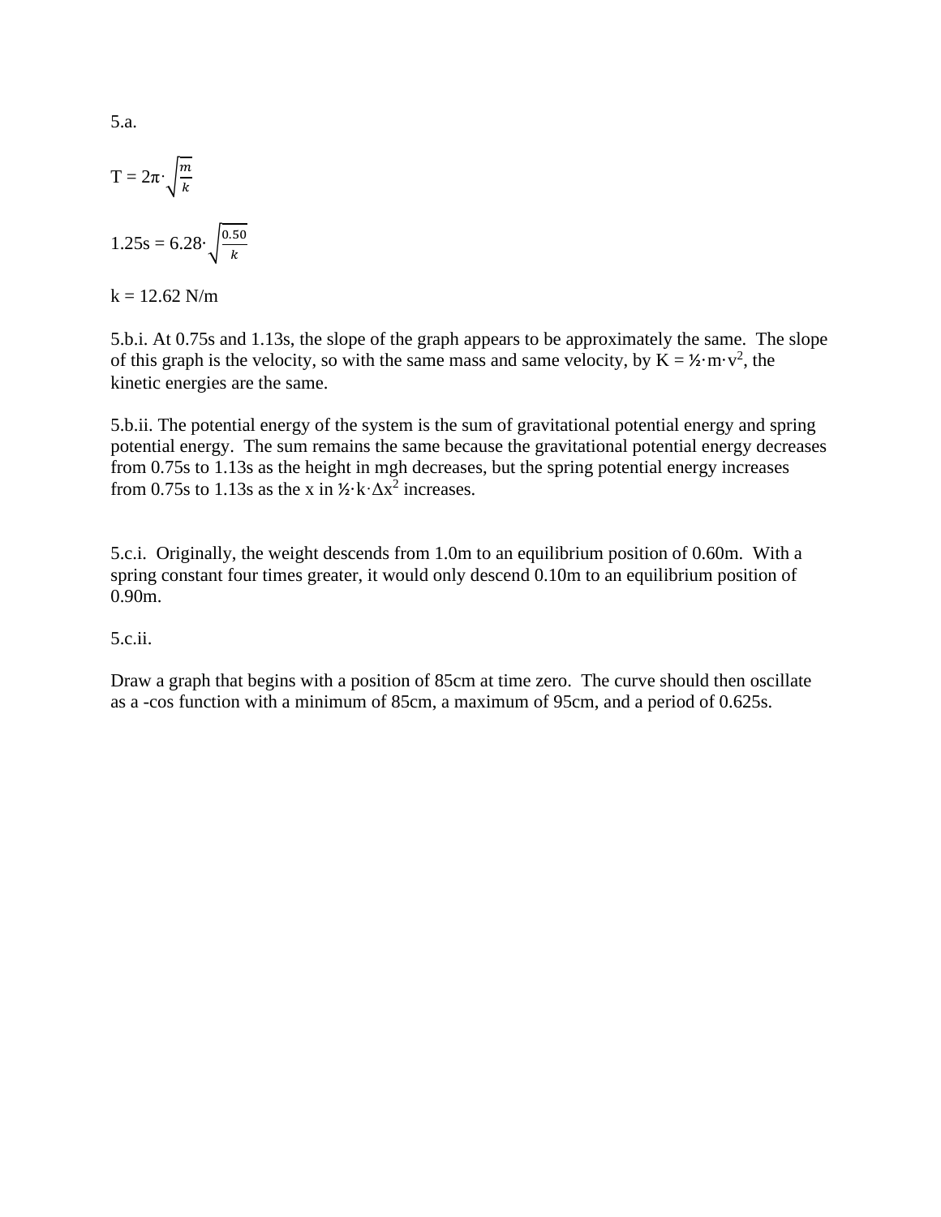5.a.

$$T = 2\pi\cdot\sqrt{\frac{m}{k}}$$

$$1.25\text{s} = 6.28\cdot\sqrt{\frac{0.50}{k}}$$

k = 12.62 N/m

5.b.i. At 0.75s and 1.13s, the slope of the graph appears to be approximately the same. The slope of this graph is the velocity, so with the same mass and same velocity, by $K = ½\cdot m\cdot v^2$, the kinetic energies are the same.

5.b.ii. The potential energy of the system is the sum of gravitational potential energy and spring potential energy. The sum remains the same because the gravitational potential energy decreases from 0.75s to 1.13s as the height in mgh decreases, but the spring potential energy increases from 0.75s to 1.13s as the x in $½\cdot k\cdot\Delta x^2$ increases.

5.c.i. Originally, the weight descends from 1.0m to an equilibrium position of 0.60m. With a spring constant four times greater, it would only descend 0.10m to an equilibrium position of 0.90m.

5.c.ii.

Draw a graph that begins with a position of 85cm at time zero. The curve should then oscillate as a -cos function with a minimum of 85cm, a maximum of 95cm, and a period of 0.625s.